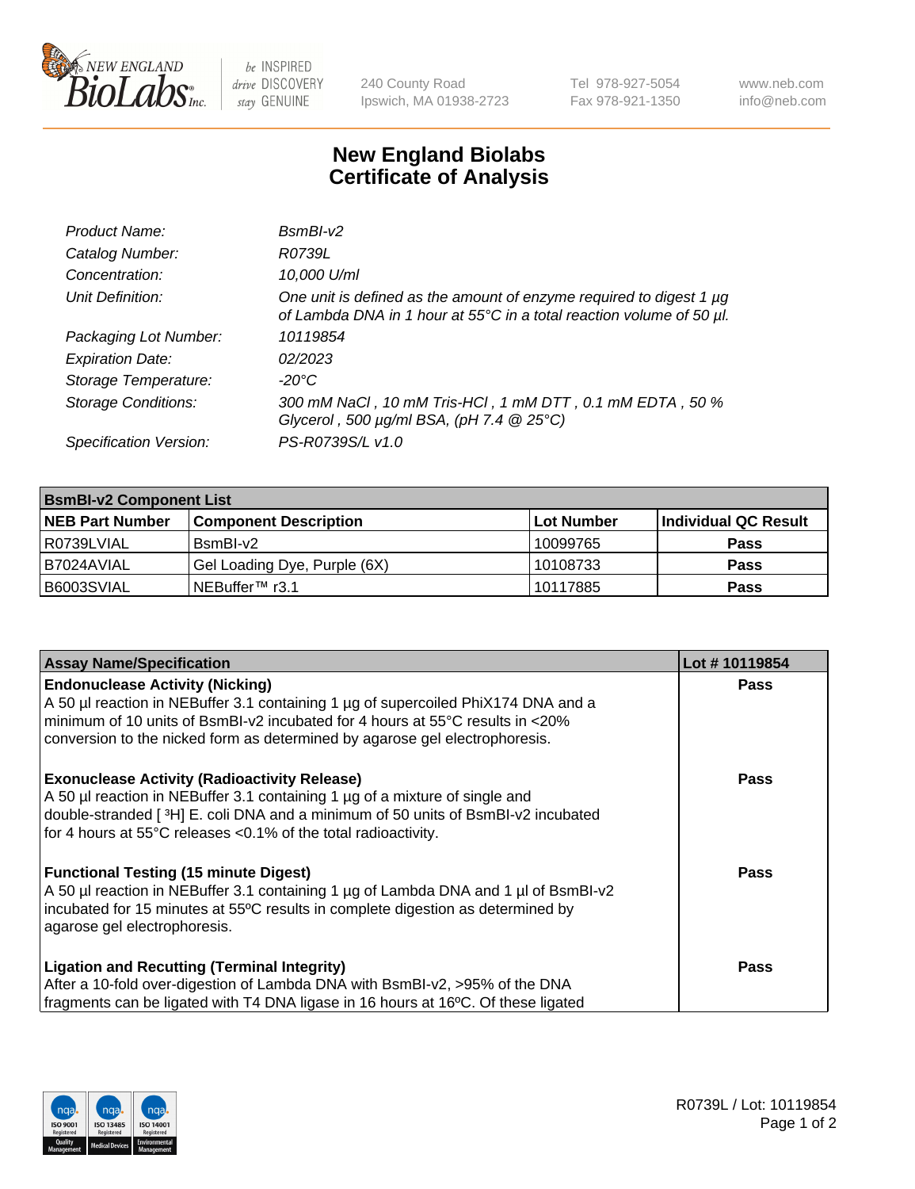# New England Biolabs
## Certificate of Analysis

| | |
|---|---|
| *Product Name:* | *BsmBI-v2* |
| *Catalog Number:* | *R0739L* |
| *Concentration:* | *10,000 U/ml* |
| *Unit Definition:* | *One unit is defined as the amount of enzyme required to digest 1 µg of Lambda DNA in 1 hour at 55°C in a total reaction volume of 50 µl.* |
| *Packaging Lot Number:* | *10119854* |
| *Expiration Date:* | *02/2023* |
| *Storage Temperature:* | *-20°C* |
| *Storage Conditions:* | *300 mM NaCl , 10 mM Tris-HCl , 1 mM DTT , 0.1 mM EDTA , 50 % Glycerol , 500 µg/ml BSA, (pH 7.4 @ 25°C)* |
| *Specification Version:* | *PS-R0739S/L v1.0* |

| **BsmBI-v2 Component List** | | | |
|---|---|---|---|
| **NEB Part Number** | **Component Description** | **Lot Number** | **Individual QC Result** |
| R0739LVIAL | BsmBI-v2 | 10099765 | **Pass** |
| B7024AVIAL | Gel Loading Dye, Purple (6X) | 10108733 | **Pass** |
| B6003SVIAL | NEBuffer™ r3.1 | 10117885 | **Pass** |

| **Assay Name/Specification** | **Lot # 10119854** |
|---|---|
| **Endonuclease Activity (Nicking)** A 50 µl reaction in NEBuffer 3.1 containing 1 µg of supercoiled PhiX174 DNA and a minimum of 10 units of BsmBI-v2 incubated for 4 hours at 55°C results in <20% conversion to the nicked form as determined by agarose gel electrophoresis. | **Pass** |
| **Exonuclease Activity (Radioactivity Release)** A 50 µl reaction in NEBuffer 3.1 containing 1 µg of a mixture of single and double-stranded [ $^3$H] E. coli DNA and a minimum of 50 units of BsmBI-v2 incubated for 4 hours at 55°C releases <0.1% of the total radioactivity. | **Pass** |
| **Functional Testing (15 minute Digest)** A 50 µl reaction in NEBuffer 3.1 containing 1 µg of Lambda DNA and 1 µl of BsmBI-v2 incubated for 15 minutes at 55ºC results in complete digestion as determined by agarose gel electrophoresis. | **Pass** |
| **Ligation and Recutting (Terminal Integrity)** After a 10-fold over-digestion of Lambda DNA with BsmBI-v2, >95% of the DNA fragments can be ligated with T4 DNA ligase in 16 hours at 16ºC. Of these ligated | **Pass** |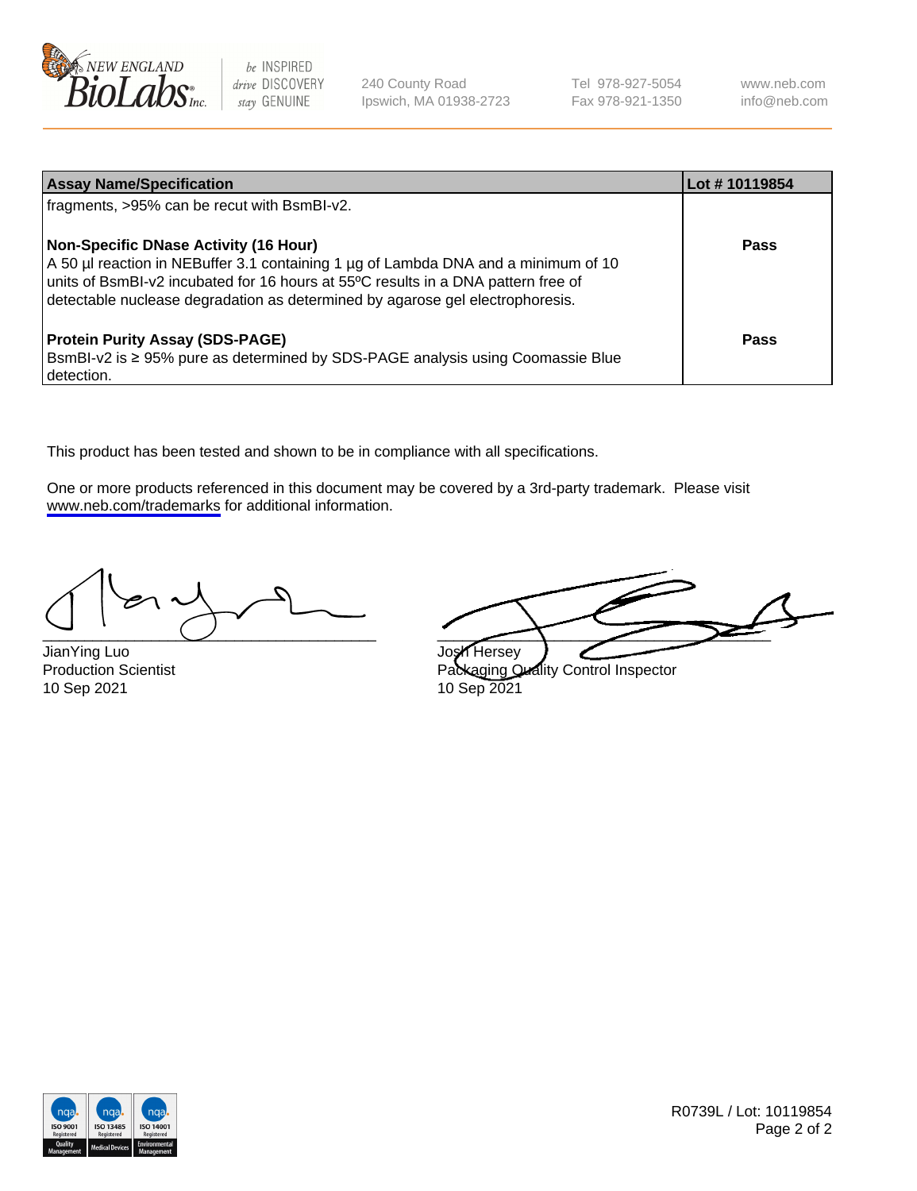| Assay Name/Specification | Lot # 10119854 |
|---|---|
| fragments, >95% can be recut with BsmBI-v2. | |
| **Non-Specific DNase Activity (16 Hour)**<br>A 50 µl reaction in NEBuffer 3.1 containing 1 µg of Lambda DNA and a minimum of 10 units of BsmBI-v2 incubated for 16 hours at 55ºC results in a DNA pattern free of detectable nuclease degradation as determined by agarose gel electrophoresis. | **Pass** |
| **Protein Purity Assay (SDS-PAGE)**<br>BsmBI-v2 is ≥ 95% pure as determined by SDS-PAGE analysis using Coomassie Blue detection. | **Pass** |

This product has been tested and shown to be in compliance with all specifications.

One or more products referenced in this document may be covered by a 3rd-party trademark. Please visit www.neb.com/trademarks for additional information.

JianYing Luo
Production Scientist
10 Sep 2021

Josh Hersey
Packaging Quality Control Inspector
10 Sep 2021

R0739L / Lot: 10119854